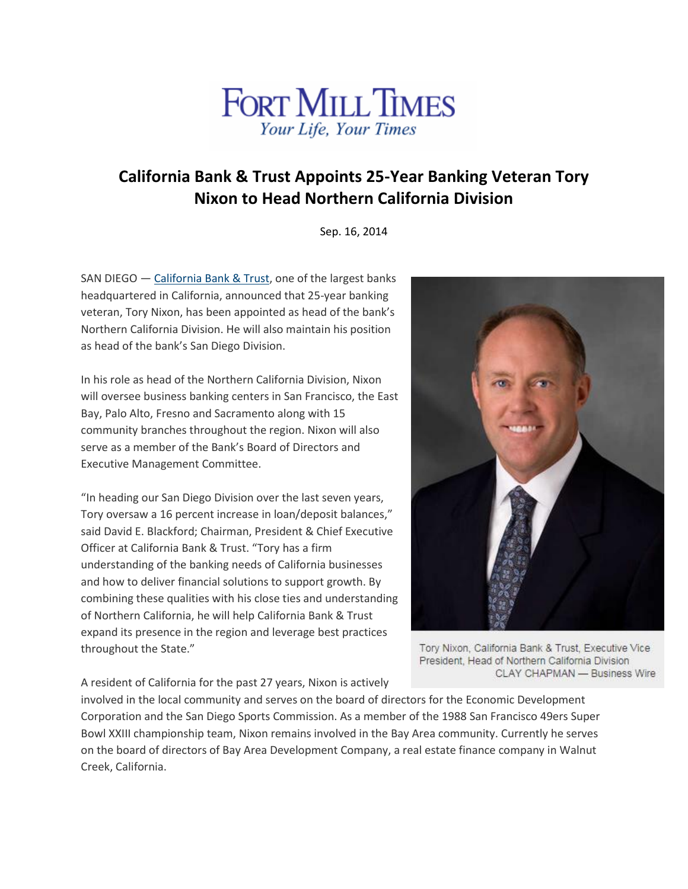# Fort Mill Times

*Your Life, Your Times*

## California Bank & Trust Appoints 25-Year Banking Veteran Tory Nixon to Head Northern California Division

Sep. 16, 2014

SAN DIEGO — California Bank & Trust, one of the largest banks headquartered in California, announced that 25-year banking veteran, Tory Nixon, has been appointed as head of the bank's Northern California Division. He will also maintain his position as head of the bank's San Diego Division.

In his role as head of the Northern California Division, Nixon will oversee business banking centers in San Francisco, the East Bay, Palo Alto, Fresno and Sacramento along with 15 community branches throughout the region. Nixon will also serve as a member of the Bank's Board of Directors and Executive Management Committee.

"In heading our San Diego Division over the last seven years, Tory oversaw a 16 percent increase in loan/deposit balances," said David E. Blackford; Chairman, President & Chief Executive Officer at California Bank & Trust. "Tory has a firm understanding of the banking needs of California businesses and how to deliver financial solutions to support growth. By combining these qualities with his close ties and understanding of Northern California, he will help California Bank & Trust expand its presence in the region and leverage best practices throughout the State."

Tory Nixon, California Bank & Trust, Executive Vice President, Head of Northern California Division
CLAY CHAPMAN — Business Wire

A resident of California for the past 27 years, Nixon is actively involved in the local community and serves on the board of directors for the Economic Development Corporation and the San Diego Sports Commission. As a member of the 1988 San Francisco 49ers Super Bowl XXIII championship team, Nixon remains involved in the Bay Area community. Currently he serves on the board of directors of Bay Area Development Company, a real estate finance company in Walnut Creek, California.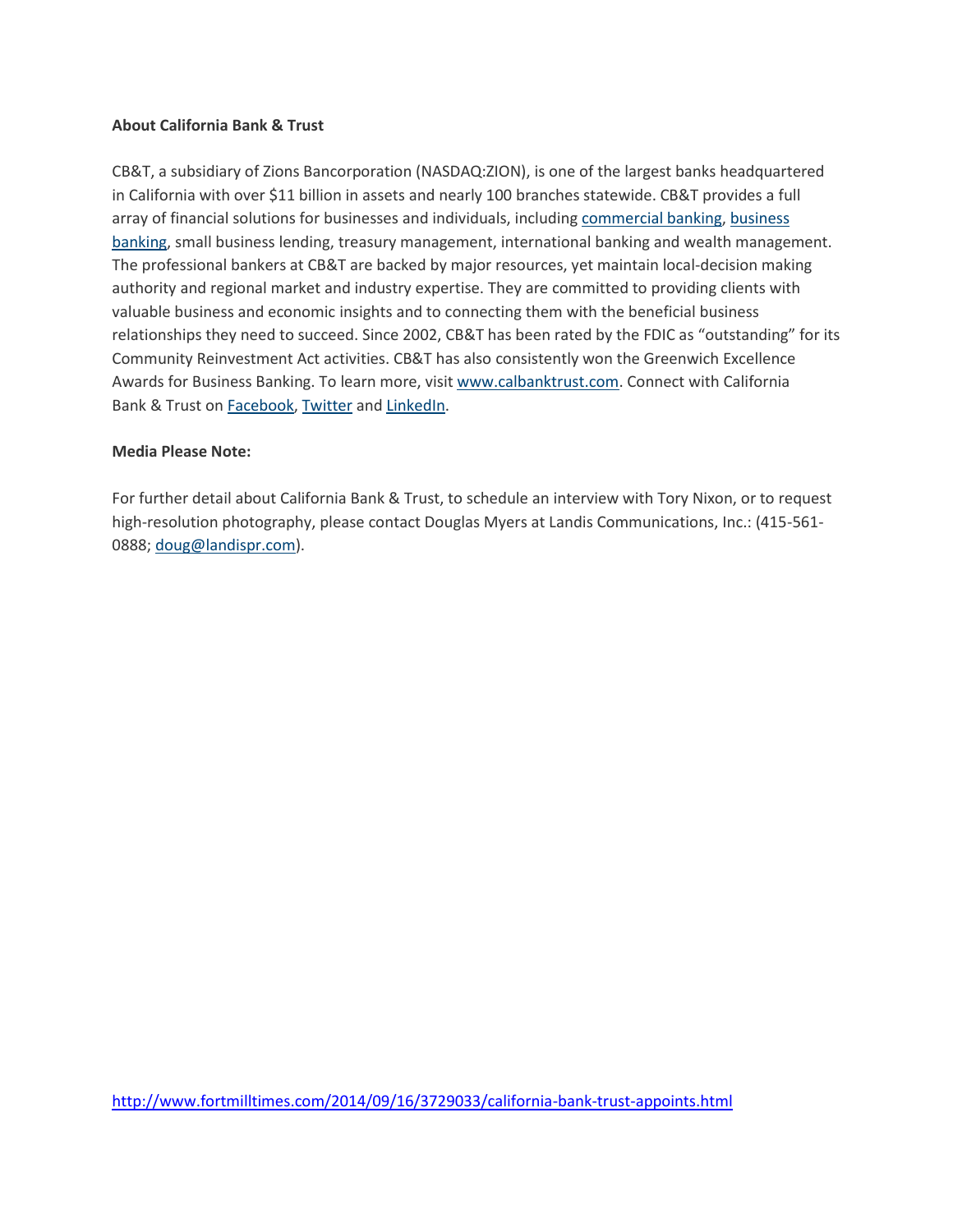**About California Bank & Trust**

CB&T, a subsidiary of Zions Bancorporation (NASDAQ:ZION), is one of the largest banks headquartered in California with over $11 billion in assets and nearly 100 branches statewide. CB&T provides a full array of financial solutions for businesses and individuals, including commercial banking, business banking, small business lending, treasury management, international banking and wealth management. The professional bankers at CB&T are backed by major resources, yet maintain local-decision making authority and regional market and industry expertise. They are committed to providing clients with valuable business and economic insights and to connecting them with the beneficial business relationships they need to succeed. Since 2002, CB&T has been rated by the FDIC as "outstanding" for its Community Reinvestment Act activities. CB&T has also consistently won the Greenwich Excellence Awards for Business Banking. To learn more, visit www.calbanktrust.com. Connect with California Bank & Trust on Facebook, Twitter and LinkedIn.

**Media Please Note:**

For further detail about California Bank & Trust, to schedule an interview with Tory Nixon, or to request high-resolution photography, please contact Douglas Myers at Landis Communications, Inc.: (415-561-0888; doug@landispr.com).

http://www.fortmilltimes.com/2014/09/16/3729033/california-bank-trust-appoints.html